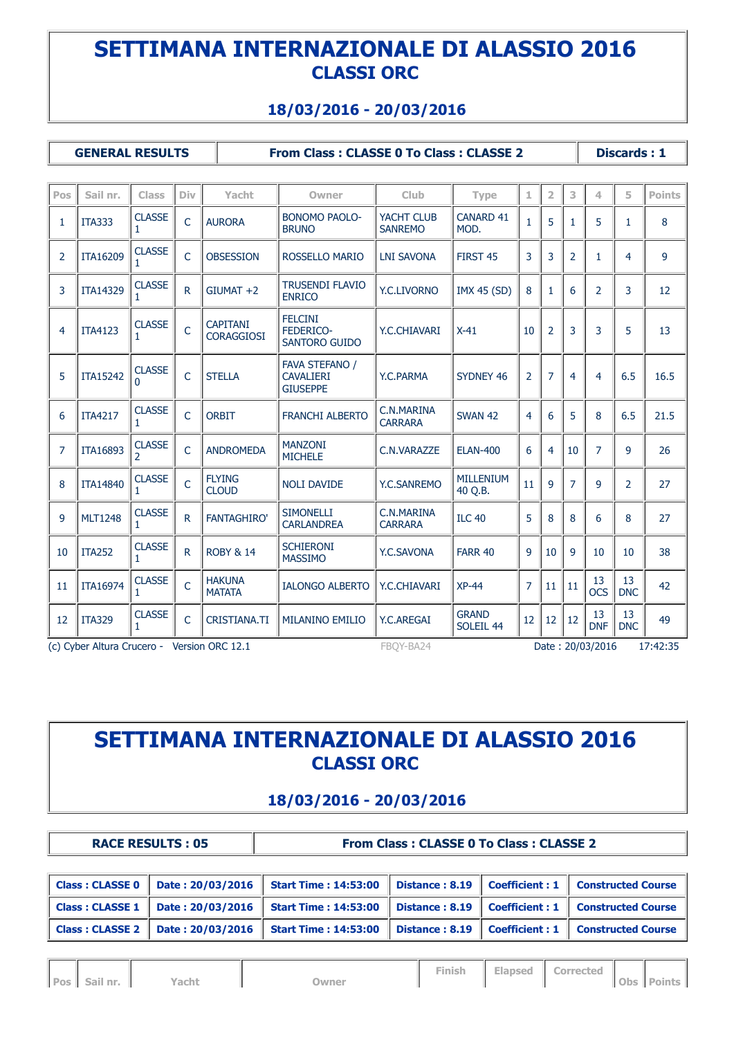# SETTIMANA INTERNAZIONALE DI ALASSIO 2016

## CLASSI ORC

**18/03/2016 - 20/03/2016**

| GENERAL RESULTS | From Class : CLASSE 0 To Class : CLASSE 2 | Discards : 1 |
|---|---|---|

| Pos | Sail nr. | Class | Div | Yacht | Owner | Club | Type | 1 | 2 | 3 | 4 | 5 | Points |
|---|---|---|---|---|---|---|---|---|---|---|---|---|---|
| 1 | ITA333 | CLASSE 1 | C | AURORA | BONOMO PAOLO-BRUNO | YACHT CLUB SANREMO | CANARD 41 MOD. | 1 | 5 | 1 | 5 | 1 | 8 |
| 2 | ITA16209 | CLASSE 1 | C | OBSESSION | ROSSELLO MARIO | LNI SAVONA | FIRST 45 | 3 | 3 | 2 | 1 | 4 | 9 |
| 3 | ITA14329 | CLASSE 1 | R | GIUMAT +2 | TRUSENDI FLAVIO ENRICO | Y.C.LIVORNO | IMX 45 (SD) | 8 | 1 | 6 | 2 | 3 | 12 |
| 4 | ITA4123 | CLASSE 1 | C | CAPITANI CORAGGIOSI | FELCINI FEDERICO-SANTORO GUIDO | Y.C.CHIAVARI | X-41 | 10 | 2 | 3 | 3 | 5 | 13 |
| 5 | ITA15242 | CLASSE 0 | C | STELLA | FAVA STEFANO / CAVALIERI GIUSEPPE | Y.C.PARMA | SYDNEY 46 | 2 | 7 | 4 | 4 | 6.5 | 16.5 |
| 6 | ITA4217 | CLASSE 1 | C | ORBIT | FRANCHI ALBERTO | C.N.MARINA CARRARA | SWAN 42 | 4 | 6 | 5 | 8 | 6.5 | 21.5 |
| 7 | ITA16893 | CLASSE 2 | C | ANDROMEDA | MANZONI MICHELE | C.N.VARAZZE | ELAN-400 | 6 | 4 | 10 | 7 | 9 | 26 |
| 8 | ITA14840 | CLASSE 1 | C | FLYING CLOUD | NOLI DAVIDE | Y.C.SANREMO | MILLENIUM 40 Q.B. | 11 | 9 | 7 | 9 | 2 | 27 |
| 9 | MLT1248 | CLASSE 1 | R | FANTAGHIRO' | SIMONELLI CARLANDREA | C.N.MARINA CARRARA | ILC 40 | 5 | 8 | 8 | 6 | 8 | 27 |
| 10 | ITA252 | CLASSE 1 | R | ROBY & 14 | SCHIERONI MASSIMO | Y.C.SAVONA | FARR 40 | 9 | 10 | 9 | 10 | 10 | 38 |
| 11 | ITA16974 | CLASSE 1 | C | HAKUNA MATATA | IALONGO ALBERTO | Y.C.CHIAVARI | XP-44 | 7 | 11 | 11 | 13 OCS | 13 DNC | 42 |
| 12 | ITA329 | CLASSE 1 | C | CRISTIANA.TI | MILANINO EMILIO | Y.C.AREGAI | GRAND SOLEIL 44 | 12 | 12 | 12 | 13 DNF | 13 DNC | 49 |

(c) Cyber Altura Crucero - Version ORC 12.1 FBQY-BA24 Date : 20/03/2016 17:42:35

# SETTIMANA INTERNAZIONALE DI ALASSIO 2016

## CLASSI ORC

**18/03/2016 - 20/03/2016**

| RACE RESULTS : 05 | From Class : CLASSE 0 To Class : CLASSE 2 |
|---|---|

| Class | Date | Start Time | Distance | Coefficient | Course |
|---|---|---|---|---|---|
| Class : CLASSE 0 | Date : 20/03/2016 | Start Time : 14:53:00 | Distance : 8.19 | Coefficient : 1 | Constructed Course |
| Class : CLASSE 1 | Date : 20/03/2016 | Start Time : 14:53:00 | Distance : 8.19 | Coefficient : 1 | Constructed Course |
| Class : CLASSE 2 | Date : 20/03/2016 | Start Time : 14:53:00 | Distance : 8.19 | Coefficient : 1 | Constructed Course |

| Pos | Sail nr. | Yacht | Owner | Finish | Elapsed | Corrected | Obs | Points |
|---|---|---|---|---|---|---|---|---|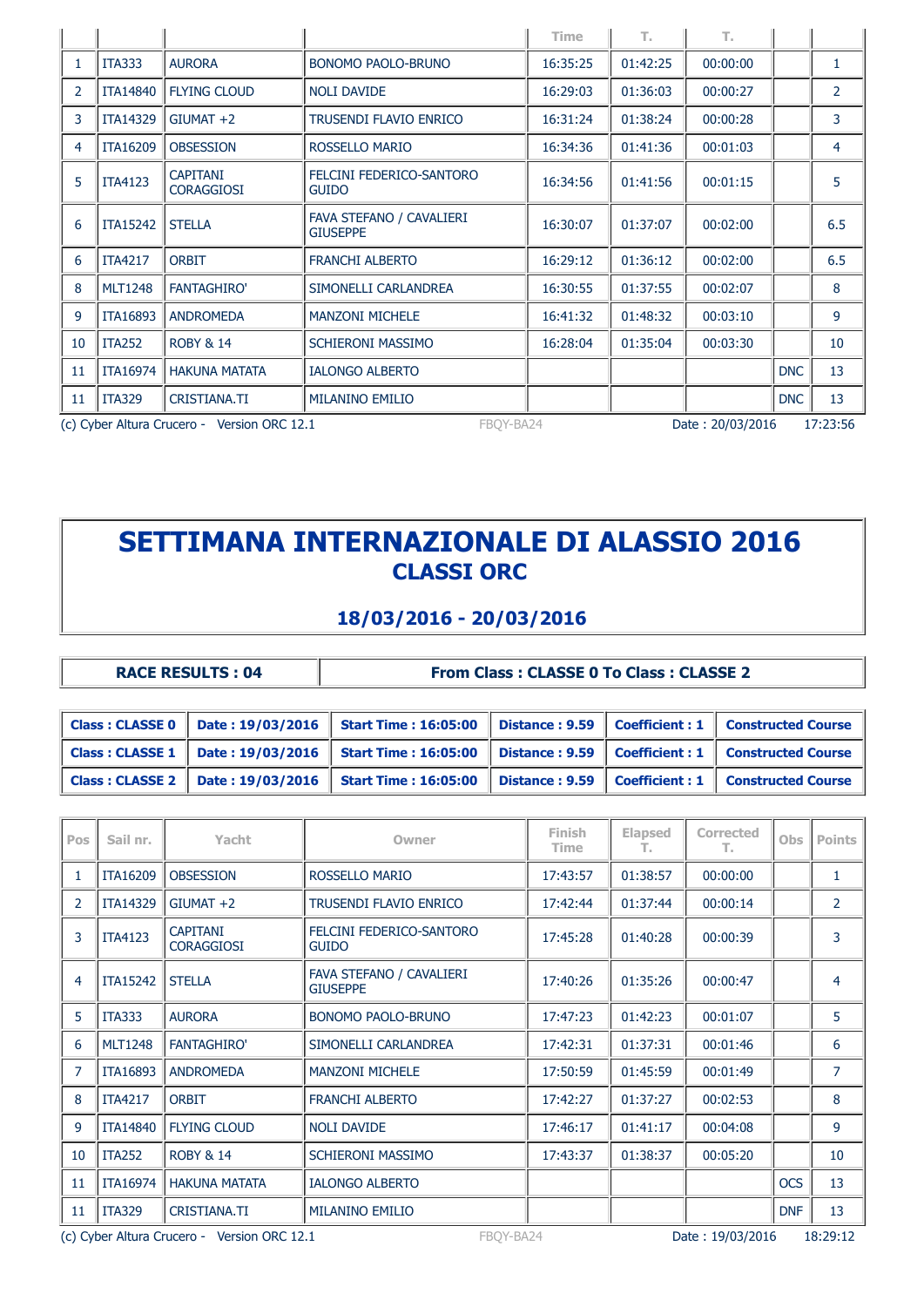| | | | | Time | T. | T. | | |
|---|---|---|---|---|---|---|---|---|
| 1 | ITA333 | AURORA | BONOMO PAOLO-BRUNO | 16:35:25 | 01:42:25 | 00:00:00 | | 1 |
| 2 | ITA14840 | FLYING CLOUD | NOLI DAVIDE | 16:29:03 | 01:36:03 | 00:00:27 | | 2 |
| 3 | ITA14329 | GIUMAT +2 | TRUSENDI FLAVIO ENRICO | 16:31:24 | 01:38:24 | 00:00:28 | | 3 |
| 4 | ITA16209 | OBSESSION | ROSSELLO MARIO | 16:34:36 | 01:41:36 | 00:01:03 | | 4 |
| 5 | ITA4123 | CAPITANI CORAGGIOSI | FELCINI FEDERICO-SANTORO GUIDO | 16:34:56 | 01:41:56 | 00:01:15 | | 5 |
| 6 | ITA15242 | STELLA | FAVA STEFANO / CAVALIERI GIUSEPPE | 16:30:07 | 01:37:07 | 00:02:00 | | 6.5 |
| 6 | ITA4217 | ORBIT | FRANCHI ALBERTO | 16:29:12 | 01:36:12 | 00:02:00 | | 6.5 |
| 8 | MLT1248 | FANTAGHIRO' | SIMONELLI CARLANDREA | 16:30:55 | 01:37:55 | 00:02:07 | | 8 |
| 9 | ITA16893 | ANDROMEDA | MANZONI MICHELE | 16:41:32 | 01:48:32 | 00:03:10 | | 9 |
| 10 | ITA252 | ROBY & 14 | SCHIERONI MASSIMO | 16:28:04 | 01:35:04 | 00:03:30 | | 10 |
| 11 | ITA16974 | HAKUNA MATATA | IALONGO ALBERTO | | | | DNC | 13 |
| 11 | ITA329 | CRISTIANA.TI | MILANINO EMILIO | | | | DNC | 13 |

(c) Cyber Altura Crucero - Version ORC 12.1 FBQY-BA24 Date : 20/03/2016 17:23:56

# SETTIMANA INTERNAZIONALE DI ALASSIO 2016

## CLASSI ORC

## 18/03/2016 - 20/03/2016

| RACE RESULTS : 04 | From Class : CLASSE 0 To Class : CLASSE 2 |
|---|---|

| Class | Date | Start Time | Distance | Coefficient | Course |
|---|---|---|---|---|---|
| Class : CLASSE 0 | Date : 19/03/2016 | Start Time : 16:05:00 | Distance : 9.59 | Coefficient : 1 | Constructed Course |
| Class : CLASSE 1 | Date : 19/03/2016 | Start Time : 16:05:00 | Distance : 9.59 | Coefficient : 1 | Constructed Course |
| Class : CLASSE 2 | Date : 19/03/2016 | Start Time : 16:05:00 | Distance : 9.59 | Coefficient : 1 | Constructed Course |

| Pos | Sail nr. | Yacht | Owner | Finish Time | Elapsed T. | Corrected T. | Obs | Points |
|---|---|---|---|---|---|---|---|---|
| 1 | ITA16209 | OBSESSION | ROSSELLO MARIO | 17:43:57 | 01:38:57 | 00:00:00 | | 1 |
| 2 | ITA14329 | GIUMAT +2 | TRUSENDI FLAVIO ENRICO | 17:42:44 | 01:37:44 | 00:00:14 | | 2 |
| 3 | ITA4123 | CAPITANI CORAGGIOSI | FELCINI FEDERICO-SANTORO GUIDO | 17:45:28 | 01:40:28 | 00:00:39 | | 3 |
| 4 | ITA15242 | STELLA | FAVA STEFANO / CAVALIERI GIUSEPPE | 17:40:26 | 01:35:26 | 00:00:47 | | 4 |
| 5 | ITA333 | AURORA | BONOMO PAOLO-BRUNO | 17:47:23 | 01:42:23 | 00:01:07 | | 5 |
| 6 | MLT1248 | FANTAGHIRO' | SIMONELLI CARLANDREA | 17:42:31 | 01:37:31 | 00:01:46 | | 6 |
| 7 | ITA16893 | ANDROMEDA | MANZONI MICHELE | 17:50:59 | 01:45:59 | 00:01:49 | | 7 |
| 8 | ITA4217 | ORBIT | FRANCHI ALBERTO | 17:42:27 | 01:37:27 | 00:02:53 | | 8 |
| 9 | ITA14840 | FLYING CLOUD | NOLI DAVIDE | 17:46:17 | 01:41:17 | 00:04:08 | | 9 |
| 10 | ITA252 | ROBY & 14 | SCHIERONI MASSIMO | 17:43:37 | 01:38:37 | 00:05:20 | | 10 |
| 11 | ITA16974 | HAKUNA MATATA | IALONGO ALBERTO | | | | OCS | 13 |
| 11 | ITA329 | CRISTIANA.TI | MILANINO EMILIO | | | | DNF | 13 |

(c) Cyber Altura Crucero - Version ORC 12.1 FBQY-BA24 Date : 19/03/2016 18:29:12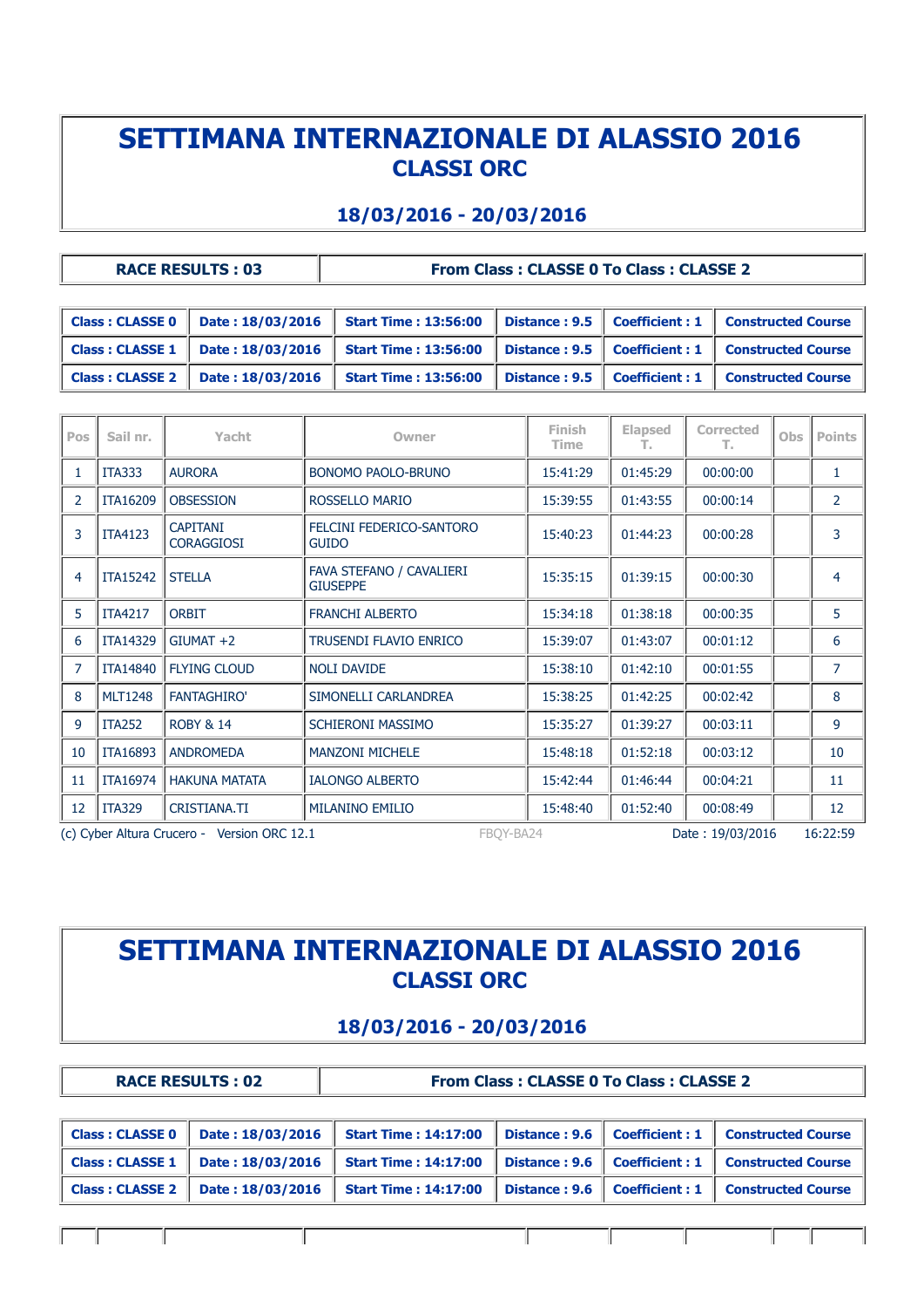# SETTIMANA INTERNAZIONALE DI ALASSIO 2016
## CLASSI ORC

### 18/03/2016 - 20/03/2016

| RACE RESULTS : 03 | From Class : CLASSE 0 To Class : CLASSE 2 |
|---|---|

| Class | Date | Start Time | Distance | Coefficient | Course |
|---|---|---|---|---|---|
| Class : CLASSE 0 | Date : 18/03/2016 | Start Time : 13:56:00 | Distance : 9.5 | Coefficient : 1 | Constructed Course |
| Class : CLASSE 1 | Date : 18/03/2016 | Start Time : 13:56:00 | Distance : 9.5 | Coefficient : 1 | Constructed Course |
| Class : CLASSE 2 | Date : 18/03/2016 | Start Time : 13:56:00 | Distance : 9.5 | Coefficient : 1 | Constructed Course |

| Pos | Sail nr. | Yacht | Owner | Finish Time | Elapsed T. | Corrected T. | Obs | Points |
|---|---|---|---|---|---|---|---|---|
| 1 | ITA333 | AURORA | BONOMO PAOLO-BRUNO | 15:41:29 | 01:45:29 | 00:00:00 | | 1 |
| 2 | ITA16209 | OBSESSION | ROSSELLO MARIO | 15:39:55 | 01:43:55 | 00:00:14 | | 2 |
| 3 | ITA4123 | CAPITANI CORAGGIOSI | FELCINI FEDERICO-SANTORO GUIDO | 15:40:23 | 01:44:23 | 00:00:28 | | 3 |
| 4 | ITA15242 | STELLA | FAVA STEFANO / CAVALIERI GIUSEPPE | 15:35:15 | 01:39:15 | 00:00:30 | | 4 |
| 5 | ITA4217 | ORBIT | FRANCHI ALBERTO | 15:34:18 | 01:38:18 | 00:00:35 | | 5 |
| 6 | ITA14329 | GIUMAT +2 | TRUSENDI FLAVIO ENRICO | 15:39:07 | 01:43:07 | 00:01:12 | | 6 |
| 7 | ITA14840 | FLYING CLOUD | NOLI DAVIDE | 15:38:10 | 01:42:10 | 00:01:55 | | 7 |
| 8 | MLT1248 | FANTAGHIRO' | SIMONELLI CARLANDREA | 15:38:25 | 01:42:25 | 00:02:42 | | 8 |
| 9 | ITA252 | ROBY & 14 | SCHIERONI MASSIMO | 15:35:27 | 01:39:27 | 00:03:11 | | 9 |
| 10 | ITA16893 | ANDROMEDA | MANZONI MICHELE | 15:48:18 | 01:52:18 | 00:03:12 | | 10 |
| 11 | ITA16974 | HAKUNA MATATA | IALONGO ALBERTO | 15:42:44 | 01:46:44 | 00:04:21 | | 11 |
| 12 | ITA329 | CRISTIANA.TI | MILANINO EMILIO | 15:48:40 | 01:52:40 | 00:08:49 | | 12 |

(c) Cyber Altura Crucero - Version ORC 12.1 FBQY-BA24 Date : 19/03/2016 16:22:59

# SETTIMANA INTERNAZIONALE DI ALASSIO 2016
## CLASSI ORC

### 18/03/2016 - 20/03/2016

| RACE RESULTS : 02 | From Class : CLASSE 0 To Class : CLASSE 2 |
|---|---|

| Class | Date | Start Time | Distance | Coefficient | Course |
|---|---|---|---|---|---|
| Class : CLASSE 0 | Date : 18/03/2016 | Start Time : 14:17:00 | Distance : 9.6 | Coefficient : 1 | Constructed Course |
| Class : CLASSE 1 | Date : 18/03/2016 | Start Time : 14:17:00 | Distance : 9.6 | Coefficient : 1 | Constructed Course |
| Class : CLASSE 2 | Date : 18/03/2016 | Start Time : 14:17:00 | Distance : 9.6 | Coefficient : 1 | Constructed Course |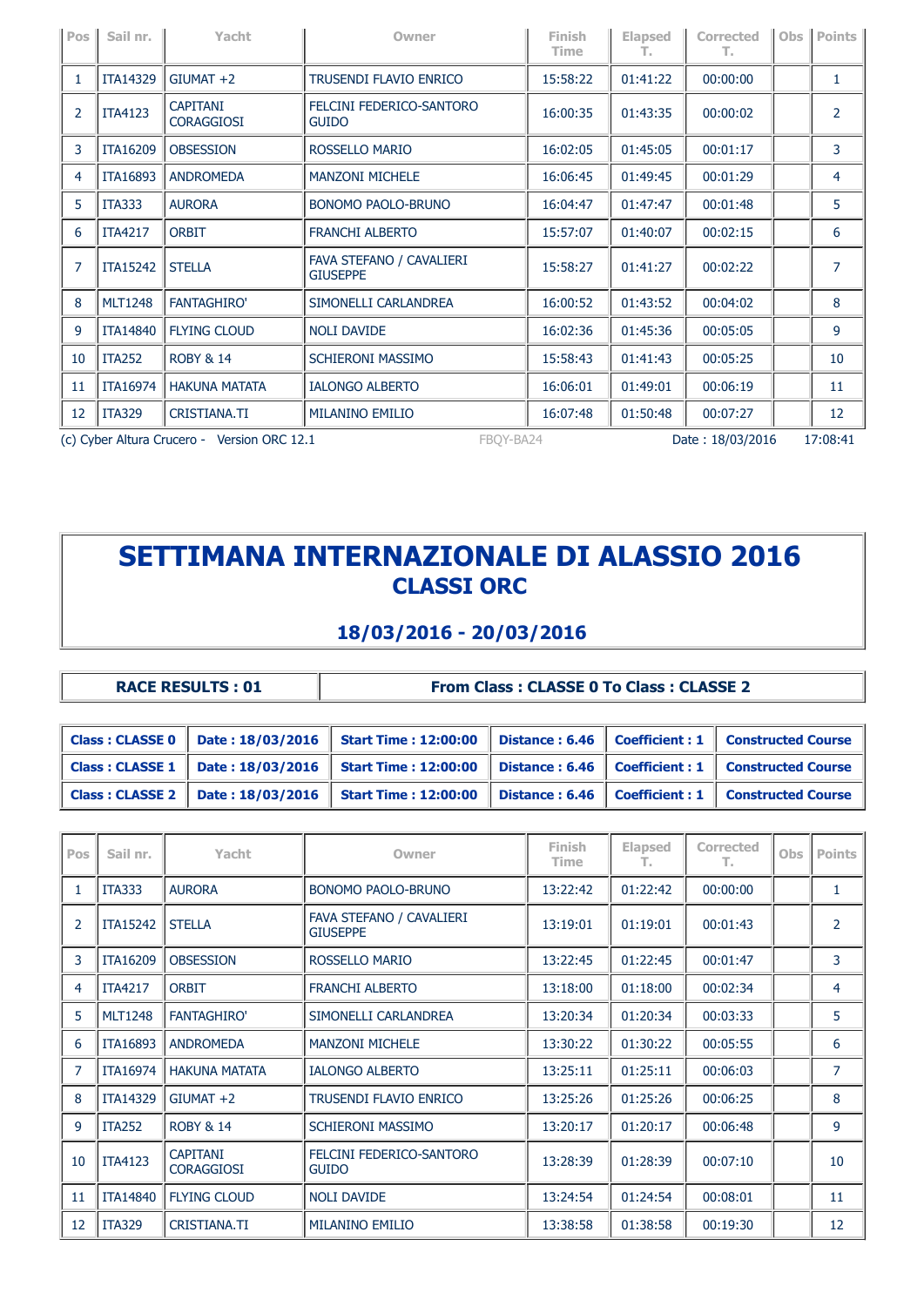| Pos | Sail nr. | Yacht | Owner | Finish Time | Elapsed T. | Corrected T. | Obs | Points |
|---|---|---|---|---|---|---|---|---|
| 1 | ITA14329 | GIUMAT +2 | TRUSENDI FLAVIO ENRICO | 15:58:22 | 01:41:22 | 00:00:00 | | 1 |
| 2 | ITA4123 | CAPITANI CORAGGIOSI | FELCINI FEDERICO-SANTORO GUIDO | 16:00:35 | 01:43:35 | 00:00:02 | | 2 |
| 3 | ITA16209 | OBSESSION | ROSSELLO MARIO | 16:02:05 | 01:45:05 | 00:01:17 | | 3 |
| 4 | ITA16893 | ANDROMEDA | MANZONI MICHELE | 16:06:45 | 01:49:45 | 00:01:29 | | 4 |
| 5 | ITA333 | AURORA | BONOMO PAOLO-BRUNO | 16:04:47 | 01:47:47 | 00:01:48 | | 5 |
| 6 | ITA4217 | ORBIT | FRANCHI ALBERTO | 15:57:07 | 01:40:07 | 00:02:15 | | 6 |
| 7 | ITA15242 | STELLA | FAVA STEFANO / CAVALIERI GIUSEPPE | 15:58:27 | 01:41:27 | 00:02:22 | | 7 |
| 8 | MLT1248 | FANTAGHIRO' | SIMONELLI CARLANDREA | 16:00:52 | 01:43:52 | 00:04:02 | | 8 |
| 9 | ITA14840 | FLYING CLOUD | NOLI DAVIDE | 16:02:36 | 01:45:36 | 00:05:05 | | 9 |
| 10 | ITA252 | ROBY & 14 | SCHIERONI MASSIMO | 15:58:43 | 01:41:43 | 00:05:25 | | 10 |
| 11 | ITA16974 | HAKUNA MATATA | IALONGO ALBERTO | 16:06:01 | 01:49:01 | 00:06:19 | | 11 |
| 12 | ITA329 | CRISTIANA.TI | MILANINO EMILIO | 16:07:48 | 01:50:48 | 00:07:27 | | 12 |

(c) Cyber Altura Crucero - Version ORC 12.1 FBQY-BA24 Date : 18/03/2016 17:08:41

# SETTIMANA INTERNAZIONALE DI ALASSIO 2016
## CLASSI ORC

## 18/03/2016 - 20/03/2016

| RACE RESULTS : 01 | From Class : CLASSE 0 To Class : CLASSE 2 |
|---|---|

| Class | Date | Start Time | Distance | Coefficient | Course |
|---|---|---|---|---|---|
| Class : CLASSE 0 | Date : 18/03/2016 | Start Time : 12:00:00 | Distance : 6.46 | Coefficient : 1 | Constructed Course |
| Class : CLASSE 1 | Date : 18/03/2016 | Start Time : 12:00:00 | Distance : 6.46 | Coefficient : 1 | Constructed Course |
| Class : CLASSE 2 | Date : 18/03/2016 | Start Time : 12:00:00 | Distance : 6.46 | Coefficient : 1 | Constructed Course |

| Pos | Sail nr. | Yacht | Owner | Finish Time | Elapsed T. | Corrected T. | Obs | Points |
|---|---|---|---|---|---|---|---|---|
| 1 | ITA333 | AURORA | BONOMO PAOLO-BRUNO | 13:22:42 | 01:22:42 | 00:00:00 | | 1 |
| 2 | ITA15242 | STELLA | FAVA STEFANO / CAVALIERI GIUSEPPE | 13:19:01 | 01:19:01 | 00:01:43 | | 2 |
| 3 | ITA16209 | OBSESSION | ROSSELLO MARIO | 13:22:45 | 01:22:45 | 00:01:47 | | 3 |
| 4 | ITA4217 | ORBIT | FRANCHI ALBERTO | 13:18:00 | 01:18:00 | 00:02:34 | | 4 |
| 5 | MLT1248 | FANTAGHIRO' | SIMONELLI CARLANDREA | 13:20:34 | 01:20:34 | 00:03:33 | | 5 |
| 6 | ITA16893 | ANDROMEDA | MANZONI MICHELE | 13:30:22 | 01:30:22 | 00:05:55 | | 6 |
| 7 | ITA16974 | HAKUNA MATATA | IALONGO ALBERTO | 13:25:11 | 01:25:11 | 00:06:03 | | 7 |
| 8 | ITA14329 | GIUMAT +2 | TRUSENDI FLAVIO ENRICO | 13:25:26 | 01:25:26 | 00:06:25 | | 8 |
| 9 | ITA252 | ROBY & 14 | SCHIERONI MASSIMO | 13:20:17 | 01:20:17 | 00:06:48 | | 9 |
| 10 | ITA4123 | CAPITANI CORAGGIOSI | FELCINI FEDERICO-SANTORO GUIDO | 13:28:39 | 01:28:39 | 00:07:10 | | 10 |
| 11 | ITA14840 | FLYING CLOUD | NOLI DAVIDE | 13:24:54 | 01:24:54 | 00:08:01 | | 11 |
| 12 | ITA329 | CRISTIANA.TI | MILANINO EMILIO | 13:38:58 | 01:38:58 | 00:19:30 | | 12 |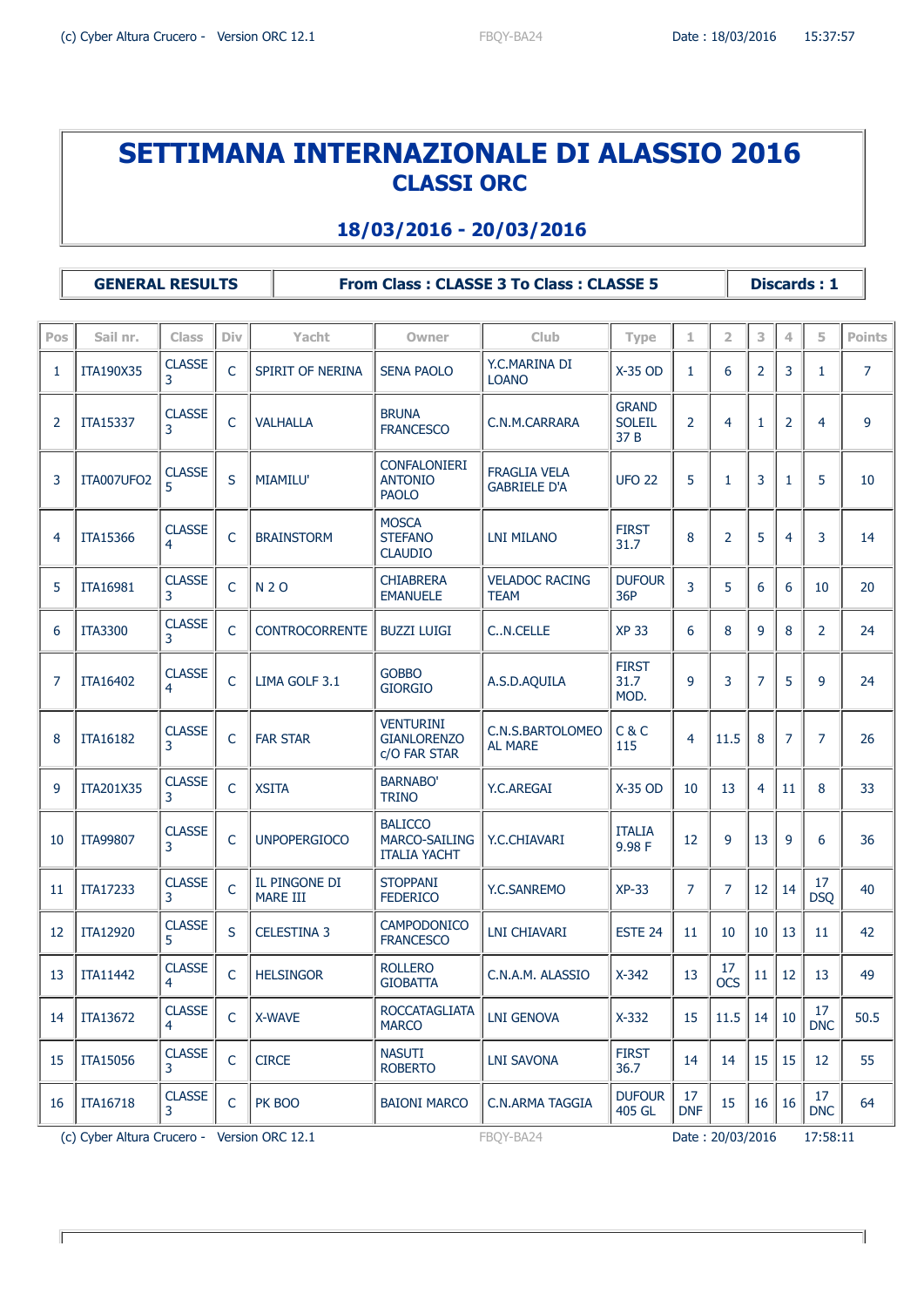# SETTIMANA INTERNAZIONALE DI ALASSIO 2016
## CLASSI ORC

### 18/03/2016 - 20/03/2016

| GENERAL RESULTS | From Class : CLASSE 3 To Class : CLASSE 5 | Discards : 1 |
|---|---|---|

| Pos | Sail nr. | Class | Div | Yacht | Owner | Club | Type | 1 | 2 | 3 | 4 | 5 | Points |
|---|---|---|---|---|---|---|---|---|---|---|---|---|---|
| 1 | ITA190X35 | CLASSE 3 | C | SPIRIT OF NERINA | SENA PAOLO | Y.C.MARINA DI LOANO | X-35 OD | 1 | 6 | 2 | 3 | 1 | 7 |
| 2 | ITA15337 | CLASSE 3 | C | VALHALLA | BRUNA FRANCESCO | C.N.M.CARRARA | GRAND SOLEIL 37 B | 2 | 4 | 1 | 2 | 4 | 9 |
| 3 | ITA007UFO2 | CLASSE 5 | S | MIAMILU' | CONFALONIERI ANTONIO PAOLO | FRAGLIA VELA GABRIELE D'A | UFO 22 | 5 | 1 | 3 | 1 | 5 | 10 |
| 4 | ITA15366 | CLASSE 4 | C | BRAINSTORM | MOSCA STEFANO CLAUDIO | LNI MILANO | FIRST 31.7 | 8 | 2 | 5 | 4 | 3 | 14 |
| 5 | ITA16981 | CLASSE 3 | C | N 2 O | CHIABRERA EMANUELE | VELADOC RACING TEAM | DUFOUR 36P | 3 | 5 | 6 | 6 | 10 | 20 |
| 6 | ITA3300 | CLASSE 3 | C | CONTROCORRENTE | BUZZI LUIGI | C..N.CELLE | XP 33 | 6 | 8 | 9 | 8 | 2 | 24 |
| 7 | ITA16402 | CLASSE 4 | C | LIMA GOLF 3.1 | GOBBO GIORGIO | A.S.D.AQUILA | FIRST 31.7 MOD. | 9 | 3 | 7 | 5 | 9 | 24 |
| 8 | ITA16182 | CLASSE 3 | C | FAR STAR | VENTURINI GIANLORENZO c/O FAR STAR | C.N.S.BARTOLOMEO AL MARE | C & C 115 | 4 | 11.5 | 8 | 7 | 7 | 26 |
| 9 | ITA201X35 | CLASSE 3 | C | XSITA | BARNABO' TRINO | Y.C.AREGAI | X-35 OD | 10 | 13 | 4 | 11 | 8 | 33 |
| 10 | ITA99807 | CLASSE 3 | C | UNPOPERGIOCO | BALICCO MARCO-SAILING ITALIA YACHT | Y.C.CHIAVARI | ITALIA 9.98 F | 12 | 9 | 13 | 9 | 6 | 36 |
| 11 | ITA17233 | CLASSE 3 | C | IL PINGONE DI MARE III | STOPPANI FEDERICO | Y.C.SANREMO | XP-33 | 7 | 7 | 12 | 14 | 17 DSQ | 40 |
| 12 | ITA12920 | CLASSE 5 | S | CELESTINA 3 | CAMPODONICO FRANCESCO | LNI CHIAVARI | ESTE 24 | 11 | 10 | 10 | 13 | 11 | 42 |
| 13 | ITA11442 | CLASSE 4 | C | HELSINGOR | ROLLERO GIOBATTA | C.N.A.M. ALASSIO | X-342 | 13 | 17 OCS | 11 | 12 | 13 | 49 |
| 14 | ITA13672 | CLASSE 4 | C | X-WAVE | ROCCATAGLIATA MARCO | LNI GENOVA | X-332 | 15 | 11.5 | 14 | 10 | 17 DNC | 50.5 |
| 15 | ITA15056 | CLASSE 3 | C | CIRCE | NASUTI ROBERTO | LNI SAVONA | FIRST 36.7 | 14 | 14 | 15 | 15 | 12 | 55 |
| 16 | ITA16718 | CLASSE 3 | C | PK BOO | BAIONI MARCO | C.N.ARMA TAGGIA | DUFOUR 405 GL | 17 DNF | 15 | 16 | 16 | 17 DNC | 64 |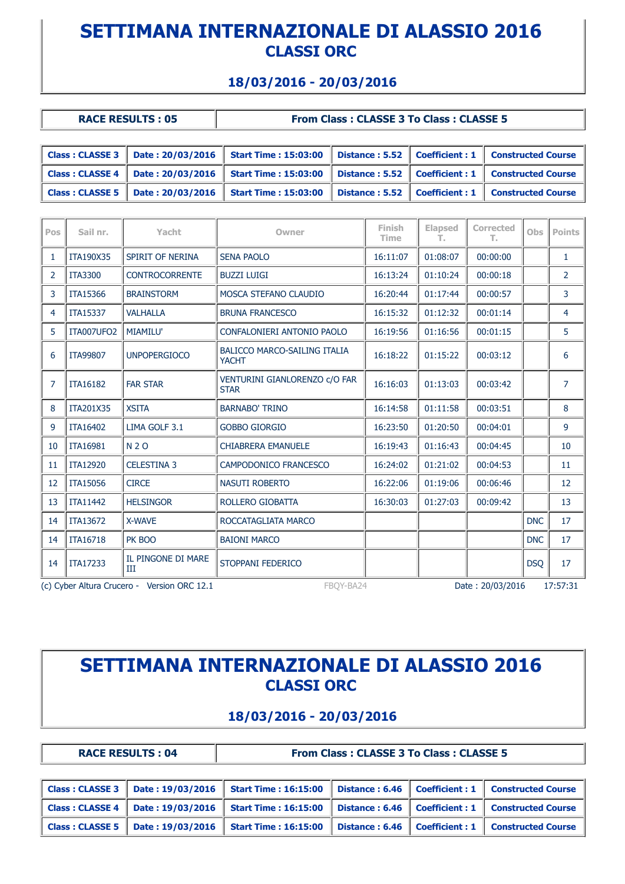# SETTIMANA INTERNAZIONALE DI ALASSIO 2016
## CLASSI ORC

### 18/03/2016 - 20/03/2016

| RACE RESULTS : 05 | From Class : CLASSE 3 To Class : CLASSE 5 |
|---|---|

| Class | Date | Start Time | Distance | Coefficient | Course |
|---|---|---|---|---|---|
| Class : CLASSE 3 | Date : 20/03/2016 | Start Time : 15:03:00 | Distance : 5.52 | Coefficient : 1 | Constructed Course |
| Class : CLASSE 4 | Date : 20/03/2016 | Start Time : 15:03:00 | Distance : 5.52 | Coefficient : 1 | Constructed Course |
| Class : CLASSE 5 | Date : 20/03/2016 | Start Time : 15:03:00 | Distance : 5.52 | Coefficient : 1 | Constructed Course |

| Pos | Sail nr. | Yacht | Owner | Finish Time | Elapsed T. | Corrected T. | Obs | Points |
|---|---|---|---|---|---|---|---|---|
| 1 | ITA190X35 | SPIRIT OF NERINA | SENA PAOLO | 16:11:07 | 01:08:07 | 00:00:00 | | 1 |
| 2 | ITA3300 | CONTROCORRENTE | BUZZI LUIGI | 16:13:24 | 01:10:24 | 00:00:18 | | 2 |
| 3 | ITA15366 | BRAINSTORM | MOSCA STEFANO CLAUDIO | 16:20:44 | 01:17:44 | 00:00:57 | | 3 |
| 4 | ITA15337 | VALHALLA | BRUNA FRANCESCO | 16:15:32 | 01:12:32 | 00:01:14 | | 4 |
| 5 | ITA007UFO2 | MIAMILU' | CONFALONIERI ANTONIO PAOLO | 16:19:56 | 01:16:56 | 00:01:15 | | 5 |
| 6 | ITA99807 | UNPOPERGIOCO | BALICCO MARCO-SAILING ITALIA YACHT | 16:18:22 | 01:15:22 | 00:03:12 | | 6 |
| 7 | ITA16182 | FAR STAR | VENTURINI GIANLORENZO c/O FAR STAR | 16:16:03 | 01:13:03 | 00:03:42 | | 7 |
| 8 | ITA201X35 | XSITA | BARNABO' TRINO | 16:14:58 | 01:11:58 | 00:03:51 | | 8 |
| 9 | ITA16402 | LIMA GOLF 3.1 | GOBBO GIORGIO | 16:23:50 | 01:20:50 | 00:04:01 | | 9 |
| 10 | ITA16981 | N 2 O | CHIABRERA EMANUELE | 16:19:43 | 01:16:43 | 00:04:45 | | 10 |
| 11 | ITA12920 | CELESTINA 3 | CAMPODONICO FRANCESCO | 16:24:02 | 01:21:02 | 00:04:53 | | 11 |
| 12 | ITA15056 | CIRCE | NASUTI ROBERTO | 16:22:06 | 01:19:06 | 00:06:46 | | 12 |
| 13 | ITA11442 | HELSINGOR | ROLLERO GIOBATTA | 16:30:03 | 01:27:03 | 00:09:42 | | 13 |
| 14 | ITA13672 | X-WAVE | ROCCATAGLIATA MARCO | | | | DNC | 17 |
| 14 | ITA16718 | PK BOO | BAIONI MARCO | | | | DNC | 17 |
| 14 | ITA17233 | IL PINGONE DI MARE III | STOPPANI FEDERICO | | | | DSQ | 17 |

(c) Cyber Altura Crucero - Version ORC 12.1 FBQY-BA24 Date : 20/03/2016 17:57:31

# SETTIMANA INTERNAZIONALE DI ALASSIO 2016
## CLASSI ORC

### 18/03/2016 - 20/03/2016

| RACE RESULTS : 04 | From Class : CLASSE 3 To Class : CLASSE 5 |
|---|---|

| Class | Date | Start Time | Distance | Coefficient | Course |
|---|---|---|---|---|---|
| Class : CLASSE 3 | Date : 19/03/2016 | Start Time : 16:15:00 | Distance : 6.46 | Coefficient : 1 | Constructed Course |
| Class : CLASSE 4 | Date : 19/03/2016 | Start Time : 16:15:00 | Distance : 6.46 | Coefficient : 1 | Constructed Course |
| Class : CLASSE 5 | Date : 19/03/2016 | Start Time : 16:15:00 | Distance : 6.46 | Coefficient : 1 | Constructed Course |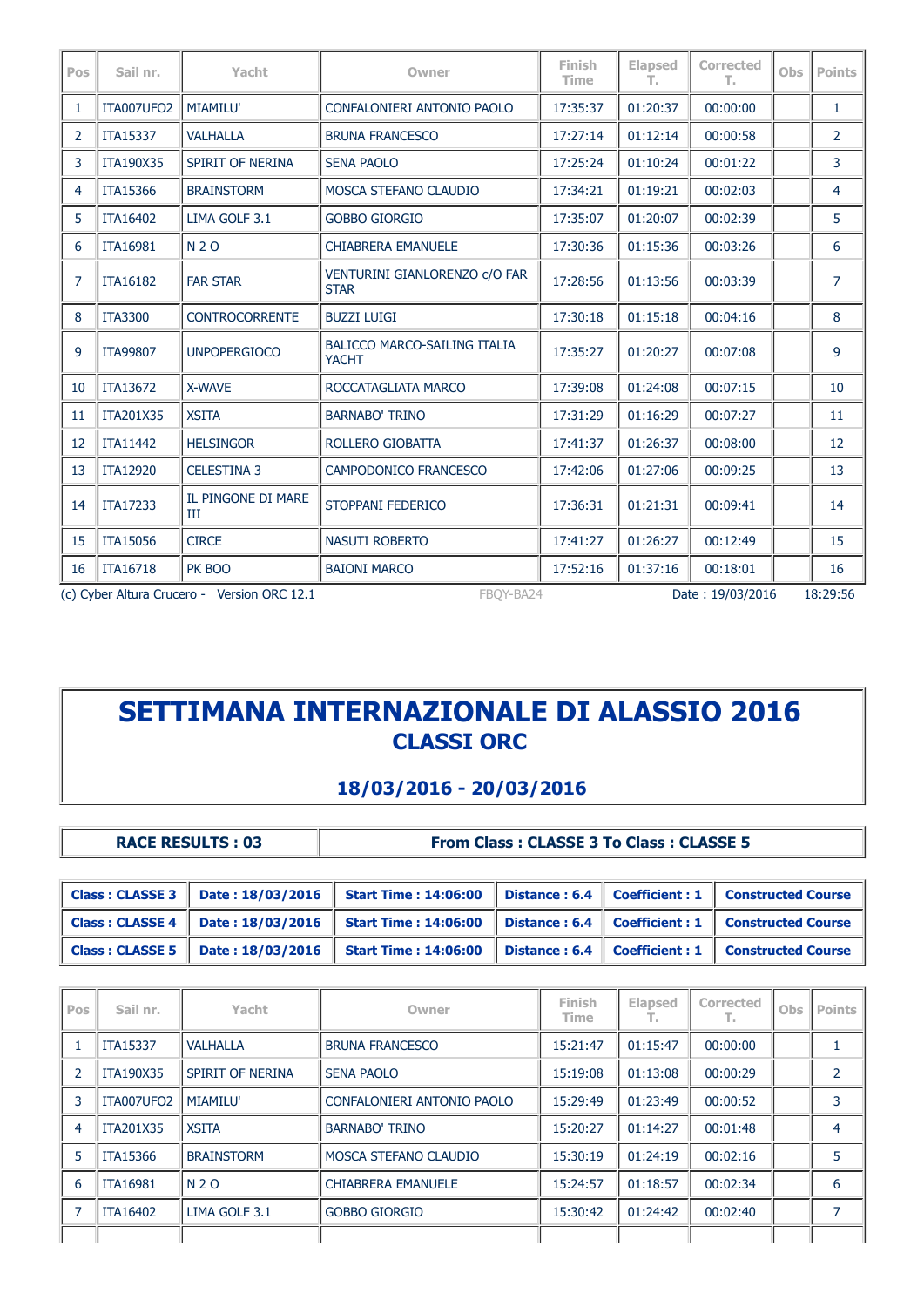| Pos | Sail nr. | Yacht | Owner | Finish Time | Elapsed T. | Corrected T. | Obs | Points |
|---|---|---|---|---|---|---|---|---|
| 1 | ITA007UFO2 | MIAMILU' | CONFALONIERI ANTONIO PAOLO | 17:35:37 | 01:20:37 | 00:00:00 | | 1 |
| 2 | ITA15337 | VALHALLA | BRUNA FRANCESCO | 17:27:14 | 01:12:14 | 00:00:58 | | 2 |
| 3 | ITA190X35 | SPIRIT OF NERINA | SENA PAOLO | 17:25:24 | 01:10:24 | 00:01:22 | | 3 |
| 4 | ITA15366 | BRAINSTORM | MOSCA STEFANO CLAUDIO | 17:34:21 | 01:19:21 | 00:02:03 | | 4 |
| 5 | ITA16402 | LIMA GOLF 3.1 | GOBBO GIORGIO | 17:35:07 | 01:20:07 | 00:02:39 | | 5 |
| 6 | ITA16981 | N 2 O | CHIABRERA EMANUELE | 17:30:36 | 01:15:36 | 00:03:26 | | 6 |
| 7 | ITA16182 | FAR STAR | VENTURINI GIANLORENZO c/O FAR STAR | 17:28:56 | 01:13:56 | 00:03:39 | | 7 |
| 8 | ITA3300 | CONTROCORRENTE | BUZZI LUIGI | 17:30:18 | 01:15:18 | 00:04:16 | | 8 |
| 9 | ITA99807 | UNPOPERGIOCO | BALICCO MARCO-SAILING ITALIA YACHT | 17:35:27 | 01:20:27 | 00:07:08 | | 9 |
| 10 | ITA13672 | X-WAVE | ROCCATAGLIATA MARCO | 17:39:08 | 01:24:08 | 00:07:15 | | 10 |
| 11 | ITA201X35 | XSITA | BARNABO' TRINO | 17:31:29 | 01:16:29 | 00:07:27 | | 11 |
| 12 | ITA11442 | HELSINGOR | ROLLERO GIOBATTA | 17:41:37 | 01:26:37 | 00:08:00 | | 12 |
| 13 | ITA12920 | CELESTINA 3 | CAMPODONICO FRANCESCO | 17:42:06 | 01:27:06 | 00:09:25 | | 13 |
| 14 | ITA17233 | IL PINGONE DI MARE III | STOPPANI FEDERICO | 17:36:31 | 01:21:31 | 00:09:41 | | 14 |
| 15 | ITA15056 | CIRCE | NASUTI ROBERTO | 17:41:27 | 01:26:27 | 00:12:49 | | 15 |
| 16 | ITA16718 | PK BOO | BAIONI MARCO | 17:52:16 | 01:37:16 | 00:18:01 | | 16 |

(c) Cyber Altura Crucero - Version ORC 12.1 FBQY-BA24 Date : 19/03/2016 18:29:56

# SETTIMANA INTERNAZIONALE DI ALASSIO 2016

## CLASSI ORC

## 18/03/2016 - 20/03/2016

| RACE RESULTS : 03 | From Class : CLASSE 3 To Class : CLASSE 5 |
|---|---|

| Class | Date | Start Time | Distance | Coefficient | Course |
|---|---|---|---|---|---|
| Class : CLASSE 3 | Date : 18/03/2016 | Start Time : 14:06:00 | Distance : 6.4 | Coefficient : 1 | Constructed Course |
| Class : CLASSE 4 | Date : 18/03/2016 | Start Time : 14:06:00 | Distance : 6.4 | Coefficient : 1 | Constructed Course |
| Class : CLASSE 5 | Date : 18/03/2016 | Start Time : 14:06:00 | Distance : 6.4 | Coefficient : 1 | Constructed Course |

| Pos | Sail nr. | Yacht | Owner | Finish Time | Elapsed T. | Corrected T. | Obs | Points |
|---|---|---|---|---|---|---|---|---|
| 1 | ITA15337 | VALHALLA | BRUNA FRANCESCO | 15:21:47 | 01:15:47 | 00:00:00 | | 1 |
| 2 | ITA190X35 | SPIRIT OF NERINA | SENA PAOLO | 15:19:08 | 01:13:08 | 00:00:29 | | 2 |
| 3 | ITA007UFO2 | MIAMILU' | CONFALONIERI ANTONIO PAOLO | 15:29:49 | 01:23:49 | 00:00:52 | | 3 |
| 4 | ITA201X35 | XSITA | BARNABO' TRINO | 15:20:27 | 01:14:27 | 00:01:48 | | 4 |
| 5 | ITA15366 | BRAINSTORM | MOSCA STEFANO CLAUDIO | 15:30:19 | 01:24:19 | 00:02:16 | | 5 |
| 6 | ITA16981 | N 2 O | CHIABRERA EMANUELE | 15:24:57 | 01:18:57 | 00:02:34 | | 6 |
| 7 | ITA16402 | LIMA GOLF 3.1 | GOBBO GIORGIO | 15:30:42 | 01:24:42 | 00:02:40 | | 7 |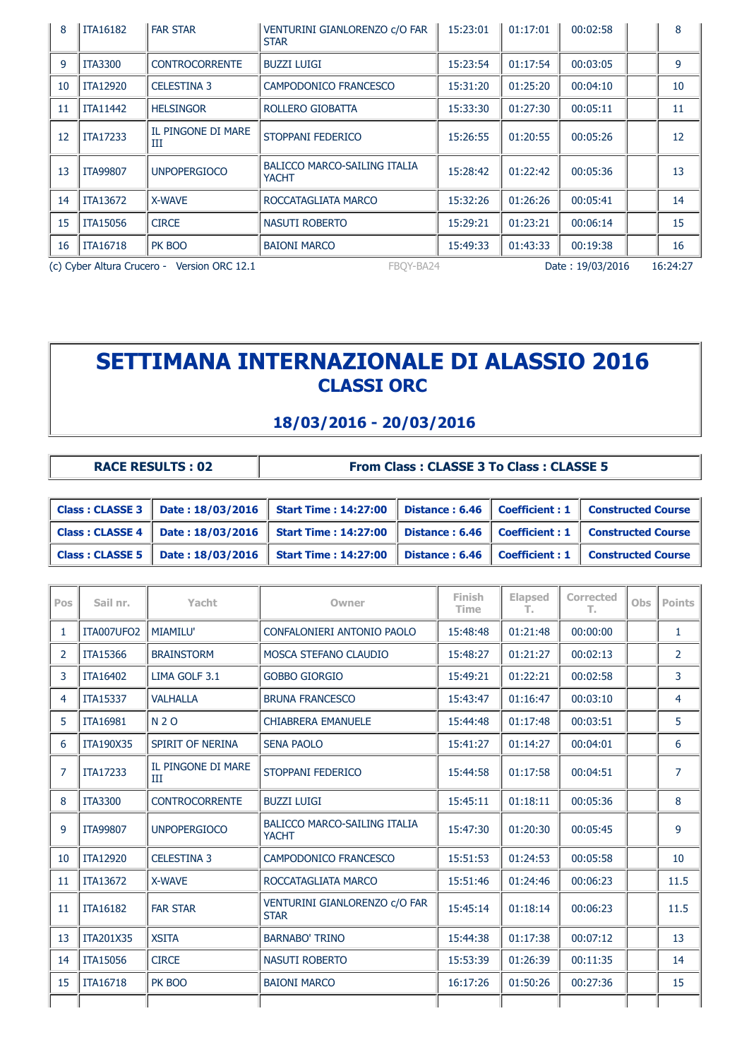| 8 | ITA16182 | FAR STAR | VENTURINI GIANLORENZO c/O FAR STAR | 15:23:01 | 01:17:01 | 00:02:58 | | 8 |
|---|---|---|---|---|---|---|---|---|
| 9 | ITA3300 | CONTROCORRENTE | BUZZI LUIGI | 15:23:54 | 01:17:54 | 00:03:05 | | 9 |
| 10 | ITA12920 | CELESTINA 3 | CAMPODONICO FRANCESCO | 15:31:20 | 01:25:20 | 00:04:10 | | 10 |
| 11 | ITA11442 | HELSINGOR | ROLLERO GIOBATTA | 15:33:30 | 01:27:30 | 00:05:11 | | 11 |
| 12 | ITA17233 | IL PINGONE DI MARE III | STOPPANI FEDERICO | 15:26:55 | 01:20:55 | 00:05:26 | | 12 |
| 13 | ITA99807 | UNPOPERGIOCO | BALICCO MARCO-SAILING ITALIA YACHT | 15:28:42 | 01:22:42 | 00:05:36 | | 13 |
| 14 | ITA13672 | X-WAVE | ROCCATAGLIATA MARCO | 15:32:26 | 01:26:26 | 00:05:41 | | 14 |
| 15 | ITA15056 | CIRCE | NASUTI ROBERTO | 15:29:21 | 01:23:21 | 00:06:14 | | 15 |
| 16 | ITA16718 | PK BOO | BAIONI MARCO | 15:49:33 | 01:43:33 | 00:19:38 | | 16 |

(c) Cyber Altura Crucero - Version ORC 12.1 FBQY-BA24 Date : 19/03/2016 16:24:27

# SETTIMANA INTERNAZIONALE DI ALASSIO 2016
## CLASSI ORC

## 18/03/2016 - 20/03/2016

| RACE RESULTS : 02 | From Class : CLASSE 3 To Class : CLASSE 5 |
|---|---|

| Class | Date | Start Time | Distance | Coefficient | Course |
|---|---|---|---|---|---|
| **Class : CLASSE 3** | **Date : 18/03/2016** | **Start Time : 14:27:00** | **Distance : 6.46** | **Coefficient : 1** | **Constructed Course** |
| **Class : CLASSE 4** | **Date : 18/03/2016** | **Start Time : 14:27:00** | **Distance : 6.46** | **Coefficient : 1** | **Constructed Course** |
| **Class : CLASSE 5** | **Date : 18/03/2016** | **Start Time : 14:27:00** | **Distance : 6.46** | **Coefficient : 1** | **Constructed Course** |

| Pos | Sail nr. | Yacht | Owner | Finish Time | Elapsed T. | Corrected T. | Obs | Points |
|---|---|---|---|---|---|---|---|---|
| 1 | ITA007UFO2 | MIAMILU' | CONFALONIERI ANTONIO PAOLO | 15:48:48 | 01:21:48 | 00:00:00 | | 1 |
| 2 | ITA15366 | BRAINSTORM | MOSCA STEFANO CLAUDIO | 15:48:27 | 01:21:27 | 00:02:13 | | 2 |
| 3 | ITA16402 | LIMA GOLF 3.1 | GOBBO GIORGIO | 15:49:21 | 01:22:21 | 00:02:58 | | 3 |
| 4 | ITA15337 | VALHALLA | BRUNA FRANCESCO | 15:43:47 | 01:16:47 | 00:03:10 | | 4 |
| 5 | ITA16981 | N 2 O | CHIABRERA EMANUELE | 15:44:48 | 01:17:48 | 00:03:51 | | 5 |
| 6 | ITA190X35 | SPIRIT OF NERINA | SENA PAOLO | 15:41:27 | 01:14:27 | 00:04:01 | | 6 |
| 7 | ITA17233 | IL PINGONE DI MARE III | STOPPANI FEDERICO | 15:44:58 | 01:17:58 | 00:04:51 | | 7 |
| 8 | ITA3300 | CONTROCORRENTE | BUZZI LUIGI | 15:45:11 | 01:18:11 | 00:05:36 | | 8 |
| 9 | ITA99807 | UNPOPERGIOCO | BALICCO MARCO-SAILING ITALIA YACHT | 15:47:30 | 01:20:30 | 00:05:45 | | 9 |
| 10 | ITA12920 | CELESTINA 3 | CAMPODONICO FRANCESCO | 15:51:53 | 01:24:53 | 00:05:58 | | 10 |
| 11 | ITA13672 | X-WAVE | ROCCATAGLIATA MARCO | 15:51:46 | 01:24:46 | 00:06:23 | | 11.5 |
| 11 | ITA16182 | FAR STAR | VENTURINI GIANLORENZO c/O FAR STAR | 15:45:14 | 01:18:14 | 00:06:23 | | 11.5 |
| 13 | ITA201X35 | XSITA | BARNABO' TRINO | 15:44:38 | 01:17:38 | 00:07:12 | | 13 |
| 14 | ITA15056 | CIRCE | NASUTI ROBERTO | 15:53:39 | 01:26:39 | 00:11:35 | | 14 |
| 15 | ITA16718 | PK BOO | BAIONI MARCO | 16:17:26 | 01:50:26 | 00:27:36 | | 15 |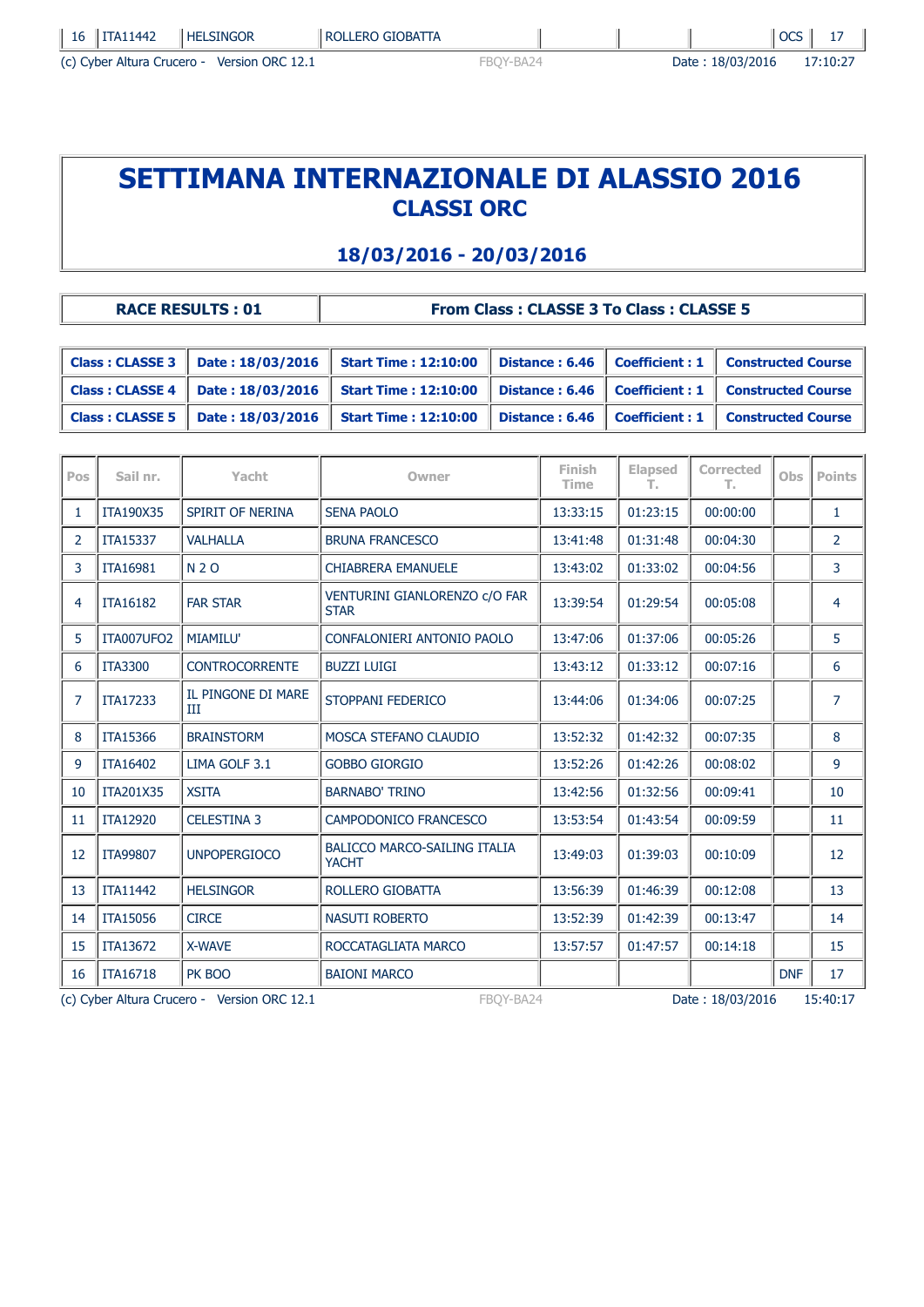| | | | | | | | | |
|---|---|---|---|---|---|---|---|---|
| 16 | ITA11442 | HELSINGOR | ROLLERO GIOBATTA | | | | OCS | 17 |

# SETTIMANA INTERNAZIONALE DI ALASSIO 2016
## CLASSI ORC
### 18/03/2016 - 20/03/2016

| RACE RESULTS : 01 | From Class : CLASSE 3 To Class : CLASSE 5 |
|---|---|

| Class | Date | Start Time | Distance | Coefficient | Course |
|---|---|---|---|---|---|
| Class : CLASSE 3 | Date : 18/03/2016 | Start Time : 12:10:00 | Distance : 6.46 | Coefficient : 1 | Constructed Course |
| Class : CLASSE 4 | Date : 18/03/2016 | Start Time : 12:10:00 | Distance : 6.46 | Coefficient : 1 | Constructed Course |
| Class : CLASSE 5 | Date : 18/03/2016 | Start Time : 12:10:00 | Distance : 6.46 | Coefficient : 1 | Constructed Course |

| Pos | Sail nr. | Yacht | Owner | Finish Time | Elapsed T. | Corrected T. | Obs | Points |
|---|---|---|---|---|---|---|---|---|
| 1 | ITA190X35 | SPIRIT OF NERINA | SENA PAOLO | 13:33:15 | 01:23:15 | 00:00:00 | | 1 |
| 2 | ITA15337 | VALHALLA | BRUNA FRANCESCO | 13:41:48 | 01:31:48 | 00:04:30 | | 2 |
| 3 | ITA16981 | N 2 O | CHIABRERA EMANUELE | 13:43:02 | 01:33:02 | 00:04:56 | | 3 |
| 4 | ITA16182 | FAR STAR | VENTURINI GIANLORENZO c/O FAR STAR | 13:39:54 | 01:29:54 | 00:05:08 | | 4 |
| 5 | ITA007UFO2 | MIAMILU' | CONFALONIERI ANTONIO PAOLO | 13:47:06 | 01:37:06 | 00:05:26 | | 5 |
| 6 | ITA3300 | CONTROCORRENTE | BUZZI LUIGI | 13:43:12 | 01:33:12 | 00:07:16 | | 6 |
| 7 | ITA17233 | IL PINGONE DI MARE III | STOPPANI FEDERICO | 13:44:06 | 01:34:06 | 00:07:25 | | 7 |
| 8 | ITA15366 | BRAINSTORM | MOSCA STEFANO CLAUDIO | 13:52:32 | 01:42:32 | 00:07:35 | | 8 |
| 9 | ITA16402 | LIMA GOLF 3.1 | GOBBO GIORGIO | 13:52:26 | 01:42:26 | 00:08:02 | | 9 |
| 10 | ITA201X35 | XSITA | BARNABO' TRINO | 13:42:56 | 01:32:56 | 00:09:41 | | 10 |
| 11 | ITA12920 | CELESTINA 3 | CAMPODONICO FRANCESCO | 13:53:54 | 01:43:54 | 00:09:59 | | 11 |
| 12 | ITA99807 | UNPOPERGIOCO | BALICCO MARCO-SAILING ITALIA YACHT | 13:49:03 | 01:39:03 | 00:10:09 | | 12 |
| 13 | ITA11442 | HELSINGOR | ROLLERO GIOBATTA | 13:56:39 | 01:46:39 | 00:12:08 | | 13 |
| 14 | ITA15056 | CIRCE | NASUTI ROBERTO | 13:52:39 | 01:42:39 | 00:13:47 | | 14 |
| 15 | ITA13672 | X-WAVE | ROCCATAGLIATA MARCO | 13:57:57 | 01:47:57 | 00:14:18 | | 15 |
| 16 | ITA16718 | PK BOO | BAIONI MARCO | | | | DNF | 17 |